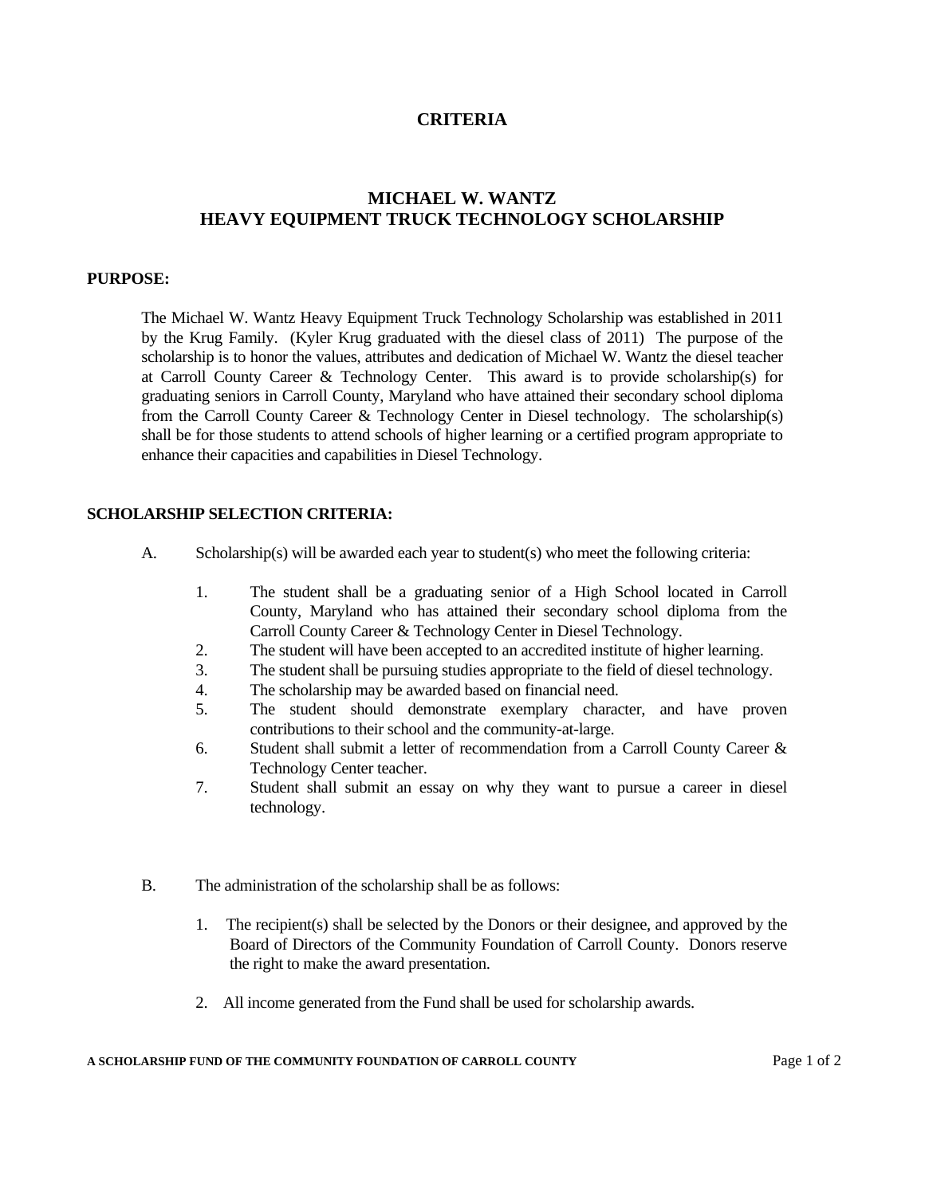# CRITERIA

## MICHAEL W. WANTZ
## HEAVY EQUIPMENT TRUCK TECHNOLOGY SCHOLARSHIP

**PURPOSE:**

The Michael W. Wantz Heavy Equipment Truck Technology Scholarship was established in 2011 by the Krug Family. (Kyler Krug graduated with the diesel class of 2011) The purpose of the scholarship is to honor the values, attributes and dedication of Michael W. Wantz the diesel teacher at Carroll County Career & Technology Center. This award is to provide scholarship(s) for graduating seniors in Carroll County, Maryland who have attained their secondary school diploma from the Carroll County Career & Technology Center in Diesel technology. The scholarship(s) shall be for those students to attend schools of higher learning or a certified program appropriate to enhance their capacities and capabilities in Diesel Technology.

**SCHOLARSHIP SELECTION CRITERIA:**

A. Scholarship(s) will be awarded each year to student(s) who meet the following criteria:

1. The student shall be a graduating senior of a High School located in Carroll County, Maryland who has attained their secondary school diploma from the Carroll County Career & Technology Center in Diesel Technology.
2. The student will have been accepted to an accredited institute of higher learning.
3. The student shall be pursuing studies appropriate to the field of diesel technology.
4. The scholarship may be awarded based on financial need.
5. The student should demonstrate exemplary character, and have proven contributions to their school and the community-at-large.
6. Student shall submit a letter of recommendation from a Carroll County Career & Technology Center teacher.
7. Student shall submit an essay on why they want to pursue a career in diesel technology.

B. The administration of the scholarship shall be as follows:

1. The recipient(s) shall be selected by the Donors or their designee, and approved by the Board of Directors of the Community Foundation of Carroll County. Donors reserve the right to make the award presentation.
2. All income generated from the Fund shall be used for scholarship awards.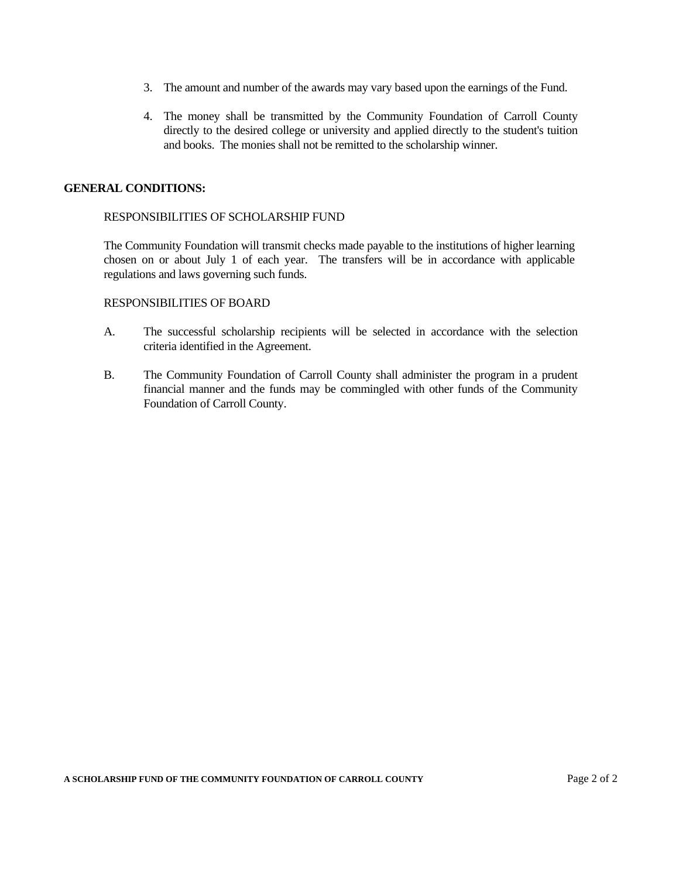3. The amount and number of the awards may vary based upon the earnings of the Fund.

4. The money shall be transmitted by the Community Foundation of Carroll County directly to the desired college or university and applied directly to the student's tuition and books. The monies shall not be remitted to the scholarship winner.

**GENERAL CONDITIONS:**

RESPONSIBILITIES OF SCHOLARSHIP FUND

The Community Foundation will transmit checks made payable to the institutions of higher learning chosen on or about July 1 of each year. The transfers will be in accordance with applicable regulations and laws governing such funds.

RESPONSIBILITIES OF BOARD

A. The successful scholarship recipients will be selected in accordance with the selection criteria identified in the Agreement.

B. The Community Foundation of Carroll County shall administer the program in a prudent financial manner and the funds may be commingled with other funds of the Community Foundation of Carroll County.